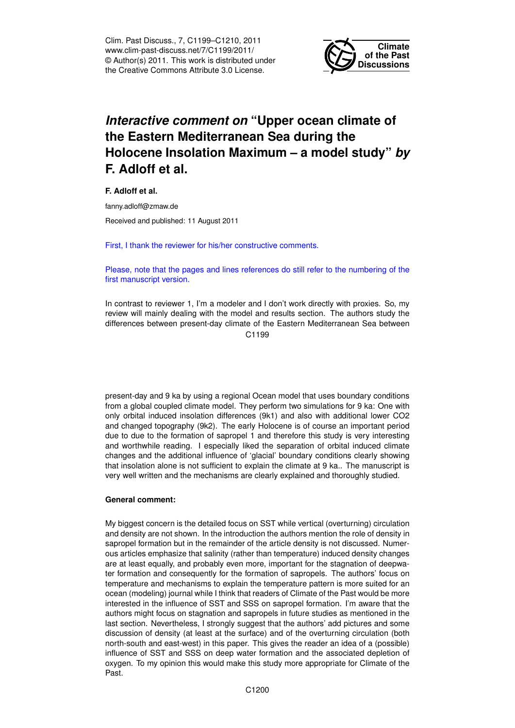# *Interactive comment on* "Upper ocean climate of the Eastern Mediterranean Sea during the Holocene Insolation Maximum – a model study" *by* F. Adloff et al.

**F. Adloff et al.**

fanny.adloff@zmaw.de

Received and published: 11 August 2011

First, I thank the reviewer for his/her constructive comments.

Please, note that the pages and lines references do still refer to the numbering of the first manuscript version.

In contrast to reviewer 1, I'm a modeler and I don't work directly with proxies. So, my review will mainly dealing with the model and results section. The authors study the differences between present-day climate of the Eastern Mediterranean Sea between present-day and 9 ka by using a regional Ocean model that uses boundary conditions from a global coupled climate model. They perform two simulations for 9 ka: One with only orbital induced insolation differences (9k1) and also with additional lower $CO_2$ and changed topography (9k2). The early Holocene is of course an important period due to due to the formation of sapropel 1 and therefore this study is very interesting and worthwhile reading. I especially liked the separation of orbital induced climate changes and the additional influence of 'glacial' boundary conditions clearly showing that insolation alone is not sufficient to explain the climate at 9 ka.. The manuscript is very well written and the mechanisms are clearly explained and thoroughly studied.

**General comment:**

My biggest concern is the detailed focus on SST while vertical (overturning) circulation and density are not shown. In the introduction the authors mention the role of density in sapropel formation but in the remainder of the article density is not discussed. Numerous articles emphasize that salinity (rather than temperature) induced density changes are at least equally, and probably even more, important for the stagnation of deepwater formation and consequently for the formation of sapropels. The authors' focus on temperature and mechanisms to explain the temperature pattern is more suited for an ocean (modeling) journal while I think that readers of Climate of the Past would be more interested in the influence of SST and SSS on sapropel formation. I'm aware that the authors might focus on stagnation and sapropels in future studies as mentioned in the last section. Nevertheless, I strongly suggest that the authors' add pictures and some discussion of density (at least at the surface) and of the overturning circulation (both north-south and east-west) in this paper. This gives the reader an idea of a (possible) influence of SST and SSS on deep water formation and the associated depletion of oxygen. To my opinion this would make this study more appropriate for Climate of the Past.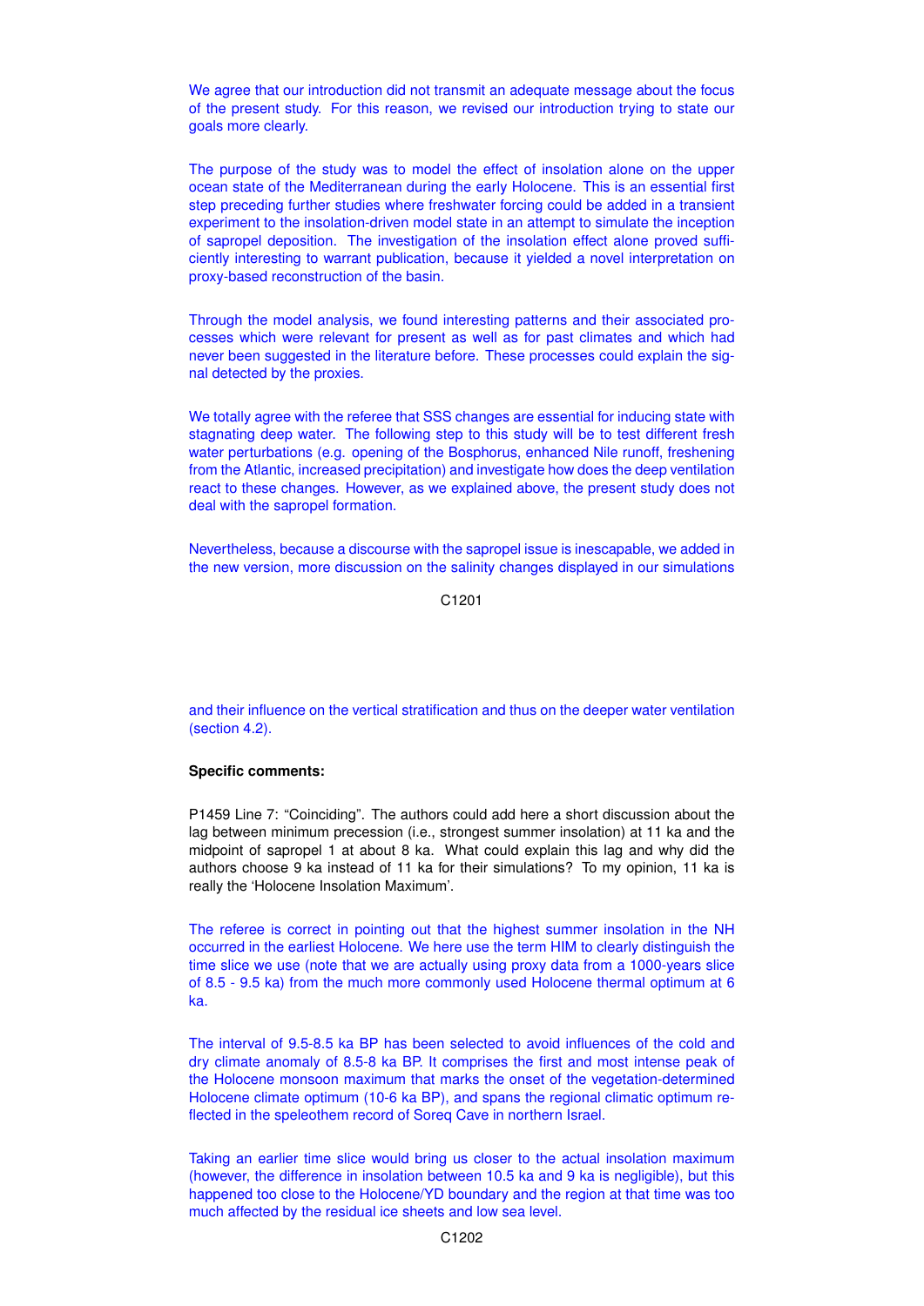We agree that our introduction did not transmit an adequate message about the focus of the present study. For this reason, we revised our introduction trying to state our goals more clearly.

The purpose of the study was to model the effect of insolation alone on the upper ocean state of the Mediterranean during the early Holocene. This is an essential first step preceding further studies where freshwater forcing could be added in a transient experiment to the insolation-driven model state in an attempt to simulate the inception of sapropel deposition. The investigation of the insolation effect alone proved sufficiently interesting to warrant publication, because it yielded a novel interpretation on proxy-based reconstruction of the basin.

Through the model analysis, we found interesting patterns and their associated processes which were relevant for present as well as for past climates and which had never been suggested in the literature before. These processes could explain the signal detected by the proxies.

We totally agree with the referee that SSS changes are essential for inducing state with stagnating deep water. The following step to this study will be to test different fresh water perturbations (e.g. opening of the Bosphorus, enhanced Nile runoff, freshening from the Atlantic, increased precipitation) and investigate how does the deep ventilation react to these changes. However, as we explained above, the present study does not deal with the sapropel formation.

Nevertheless, because a discourse with the sapropel issue is inescapable, we added in the new version, more discussion on the salinity changes displayed in our simulations and their influence on the vertical stratification and thus on the deeper water ventilation (section 4.2).

**Specific comments:**

P1459 Line 7: "Coinciding". The authors could add here a short discussion about the lag between minimum precession (i.e., strongest summer insolation) at 11 ka and the midpoint of sapropel 1 at about 8 ka. What could explain this lag and why did the authors choose 9 ka instead of 11 ka for their simulations? To my opinion, 11 ka is really the 'Holocene Insolation Maximum'.

The referee is correct in pointing out that the highest summer insolation in the NH occurred in the earliest Holocene. We here use the term HIM to clearly distinguish the time slice we use (note that we are actually using proxy data from a 1000-years slice of 8.5 - 9.5 ka) from the much more commonly used Holocene thermal optimum at 6 ka.

The interval of 9.5-8.5 ka BP has been selected to avoid influences of the cold and dry climate anomaly of 8.5-8 ka BP. It comprises the first and most intense peak of the Holocene monsoon maximum that marks the onset of the vegetation-determined Holocene climate optimum (10-6 ka BP), and spans the regional climatic optimum reflected in the speleothem record of Soreq Cave in northern Israel.

Taking an earlier time slice would bring us closer to the actual insolation maximum (however, the difference in insolation between 10.5 ka and 9 ka is negligible), but this happened too close to the Holocene/YD boundary and the region at that time was too much affected by the residual ice sheets and low sea level.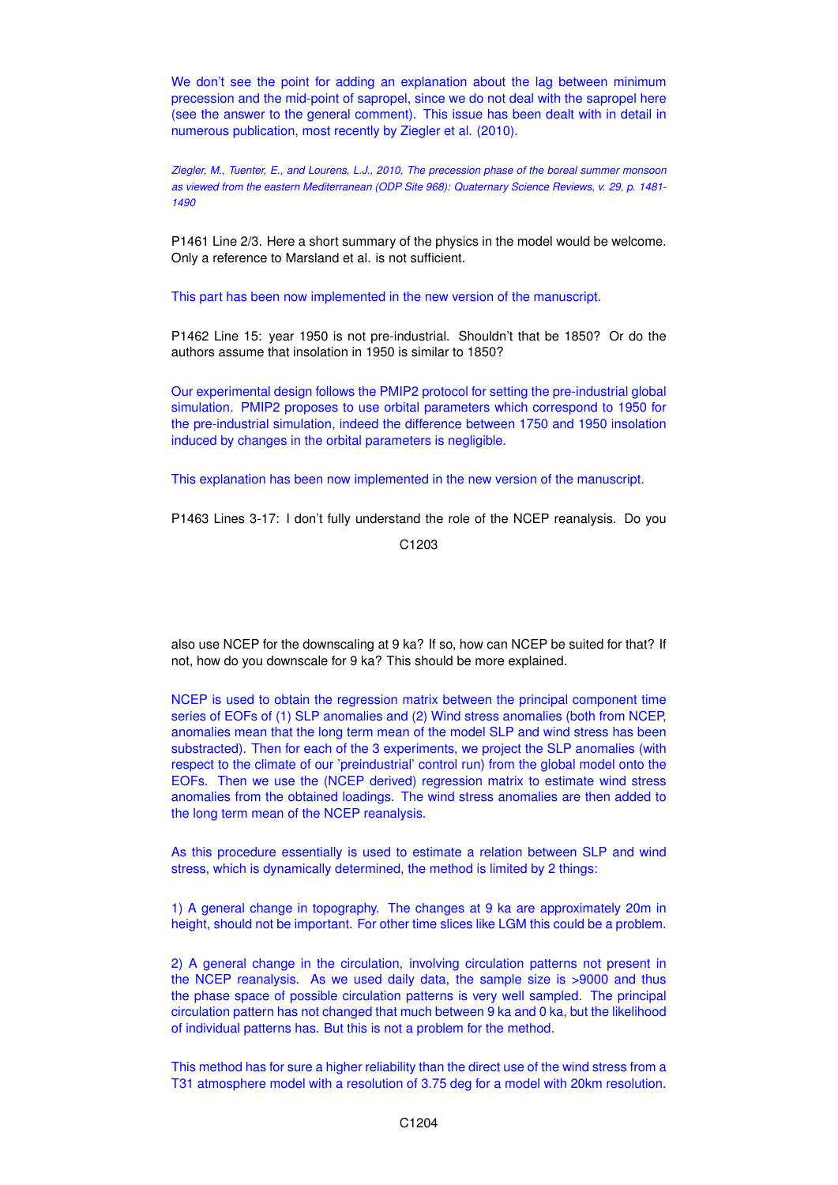We don't see the point for adding an explanation about the lag between minimum precession and the mid-point of sapropel, since we do not deal with the sapropel here (see the answer to the general comment). This issue has been dealt with in detail in numerous publication, most recently by Ziegler et al. (2010).

*Ziegler, M., Tuenter, E., and Lourens, L.J., 2010, The precession phase of the boreal summer monsoon as viewed from the eastern Mediterranean (ODP Site 968): Quaternary Science Reviews, v. 29, p. 1481-1490*

P1461 Line 2/3. Here a short summary of the physics in the model would be welcome. Only a reference to Marsland et al. is not sufficient.

This part has been now implemented in the new version of the manuscript.

P1462 Line 15: year 1950 is not pre-industrial. Shouldn't that be 1850? Or do the authors assume that insolation in 1950 is similar to 1850?

Our experimental design follows the PMIP2 protocol for setting the pre-industrial global simulation. PMIP2 proposes to use orbital parameters which correspond to 1950 for the pre-industrial simulation, indeed the difference between 1750 and 1950 insolation induced by changes in the orbital parameters is negligible.

This explanation has been now implemented in the new version of the manuscript.

P1463 Lines 3-17: I don't fully understand the role of the NCEP reanalysis. Do you also use NCEP for the downscaling at 9 ka? If so, how can NCEP be suited for that? If not, how do you downscale for 9 ka? This should be more explained.

NCEP is used to obtain the regression matrix between the principal component time series of EOFs of (1) SLP anomalies and (2) Wind stress anomalies (both from NCEP, anomalies mean that the long term mean of the model SLP and wind stress has been substracted). Then for each of the 3 experiments, we project the SLP anomalies (with respect to the climate of our 'preindustrial' control run) from the global model onto the EOFs. Then we use the (NCEP derived) regression matrix to estimate wind stress anomalies from the obtained loadings. The wind stress anomalies are then added to the long term mean of the NCEP reanalysis.

As this procedure essentially is used to estimate a relation between SLP and wind stress, which is dynamically determined, the method is limited by 2 things:

1) A general change in topography. The changes at 9 ka are approximately 20m in height, should not be important. For other time slices like LGM this could be a problem.

2) A general change in the circulation, involving circulation patterns not present in the NCEP reanalysis. As we used daily data, the sample size is >9000 and thus the phase space of possible circulation patterns is very well sampled. The principal circulation pattern has not changed that much between 9 ka and 0 ka, but the likelihood of individual patterns has. But this is not a problem for the method.

This method has for sure a higher reliability than the direct use of the wind stress from a T31 atmosphere model with a resolution of 3.75 deg for a model with 20km resolution.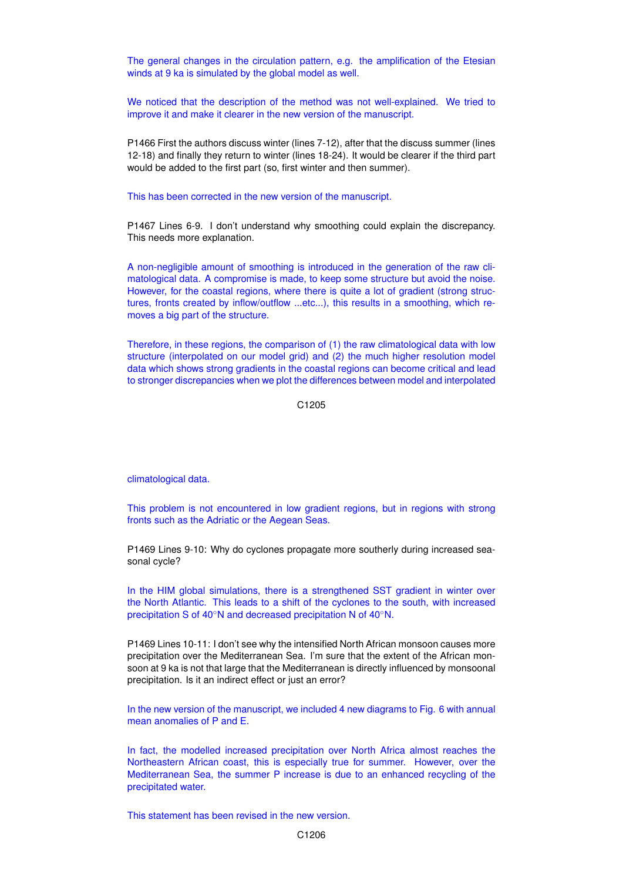The general changes in the circulation pattern, e.g. the amplification of the Etesian winds at 9 ka is simulated by the global model as well.

We noticed that the description of the method was not well-explained. We tried to improve it and make it clearer in the new version of the manuscript.

P1466 First the authors discuss winter (lines 7-12), after that the discuss summer (lines 12-18) and finally they return to winter (lines 18-24). It would be clearer if the third part would be added to the first part (so, first winter and then summer).

This has been corrected in the new version of the manuscript.

P1467 Lines 6-9. I don't understand why smoothing could explain the discrepancy. This needs more explanation.

A non-negligible amount of smoothing is introduced in the generation of the raw climatological data. A compromise is made, to keep some structure but avoid the noise. However, for the coastal regions, where there is quite a lot of gradient (strong structures, fronts created by inflow/outflow ...etc...), this results in a smoothing, which removes a big part of the structure.

Therefore, in these regions, the comparison of (1) the raw climatological data with low structure (interpolated on our model grid) and (2) the much higher resolution model data which shows strong gradients in the coastal regions can become critical and lead to stronger discrepancies when we plot the differences between model and interpolated climatological data.

This problem is not encountered in low gradient regions, but in regions with strong fronts such as the Adriatic or the Aegean Seas.

P1469 Lines 9-10: Why do cyclones propagate more southerly during increased seasonal cycle?

In the HIM global simulations, there is a strengthened SST gradient in winter over the North Atlantic. This leads to a shift of the cyclones to the south, with increased precipitation S of 40°N and decreased precipitation N of 40°N.

P1469 Lines 10-11: I don't see why the intensified North African monsoon causes more precipitation over the Mediterranean Sea. I'm sure that the extent of the African monsoon at 9 ka is not that large that the Mediterranean is directly influenced by monsoonal precipitation. Is it an indirect effect or just an error?

In the new version of the manuscript, we included 4 new diagrams to Fig. 6 with annual mean anomalies of P and E.

In fact, the modelled increased precipitation over North Africa almost reaches the Northeastern African coast, this is especially true for summer. However, over the Mediterranean Sea, the summer P increase is due to an enhanced recycling of the precipitated water.

This statement has been revised in the new version.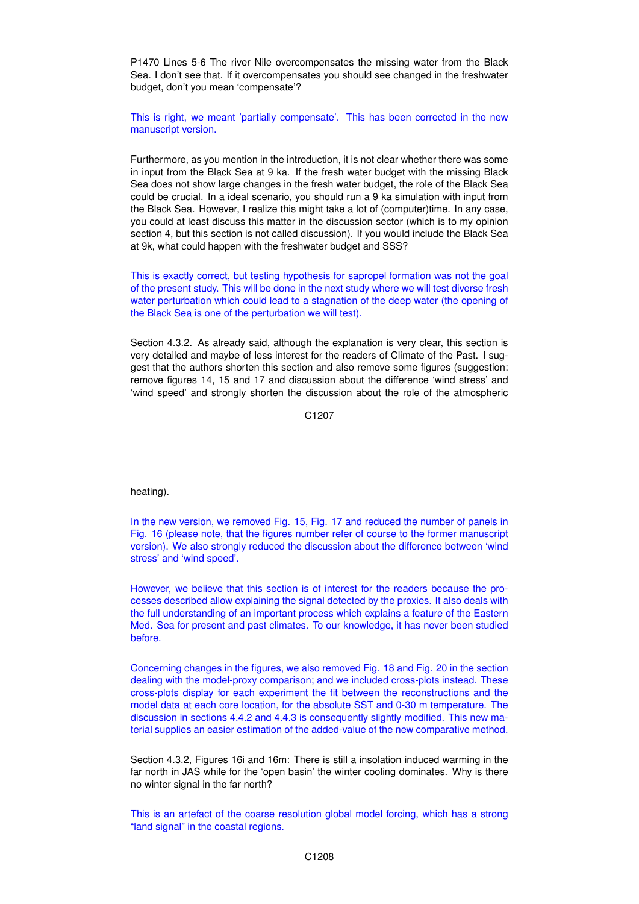P1470 Lines 5-6 The river Nile overcompensates the missing water from the Black Sea. I don't see that. If it overcompensates you should see changed in the freshwater budget, don't you mean 'compensate'?

This is right, we meant 'partially compensate'. This has been corrected in the new manuscript version.

Furthermore, as you mention in the introduction, it is not clear whether there was some in input from the Black Sea at 9 ka. If the fresh water budget with the missing Black Sea does not show large changes in the fresh water budget, the role of the Black Sea could be crucial. In a ideal scenario, you should run a 9 ka simulation with input from the Black Sea. However, I realize this might take a lot of (computer)time. In any case, you could at least discuss this matter in the discussion sector (which is to my opinion section 4, but this section is not called discussion). If you would include the Black Sea at 9k, what could happen with the freshwater budget and SSS?

This is exactly correct, but testing hypothesis for sapropel formation was not the goal of the present study. This will be done in the next study where we will test diverse fresh water perturbation which could lead to a stagnation of the deep water (the opening of the Black Sea is one of the perturbation we will test).

Section 4.3.2. As already said, although the explanation is very clear, this section is very detailed and maybe of less interest for the readers of Climate of the Past. I suggest that the authors shorten this section and also remove some figures (suggestion: remove figures 14, 15 and 17 and discussion about the difference 'wind stress' and 'wind speed' and strongly shorten the discussion about the role of the atmospheric heating).

In the new version, we removed Fig. 15, Fig. 17 and reduced the number of panels in Fig. 16 (please note, that the figures number refer of course to the former manuscript version). We also strongly reduced the discussion about the difference between 'wind stress' and 'wind speed'.

However, we believe that this section is of interest for the readers because the processes described allow explaining the signal detected by the proxies. It also deals with the full understanding of an important process which explains a feature of the Eastern Med. Sea for present and past climates. To our knowledge, it has never been studied before.

Concerning changes in the figures, we also removed Fig. 18 and Fig. 20 in the section dealing with the model-proxy comparison; and we included cross-plots instead. These cross-plots display for each experiment the fit between the reconstructions and the model data at each core location, for the absolute SST and 0-30 m temperature. The discussion in sections 4.4.2 and 4.4.3 is consequently slightly modified. This new material supplies an easier estimation of the added-value of the new comparative method.

Section 4.3.2, Figures 16i and 16m: There is still a insolation induced warming in the far north in JAS while for the 'open basin' the winter cooling dominates. Why is there no winter signal in the far north?

This is an artefact of the coarse resolution global model forcing, which has a strong "land signal" in the coastal regions.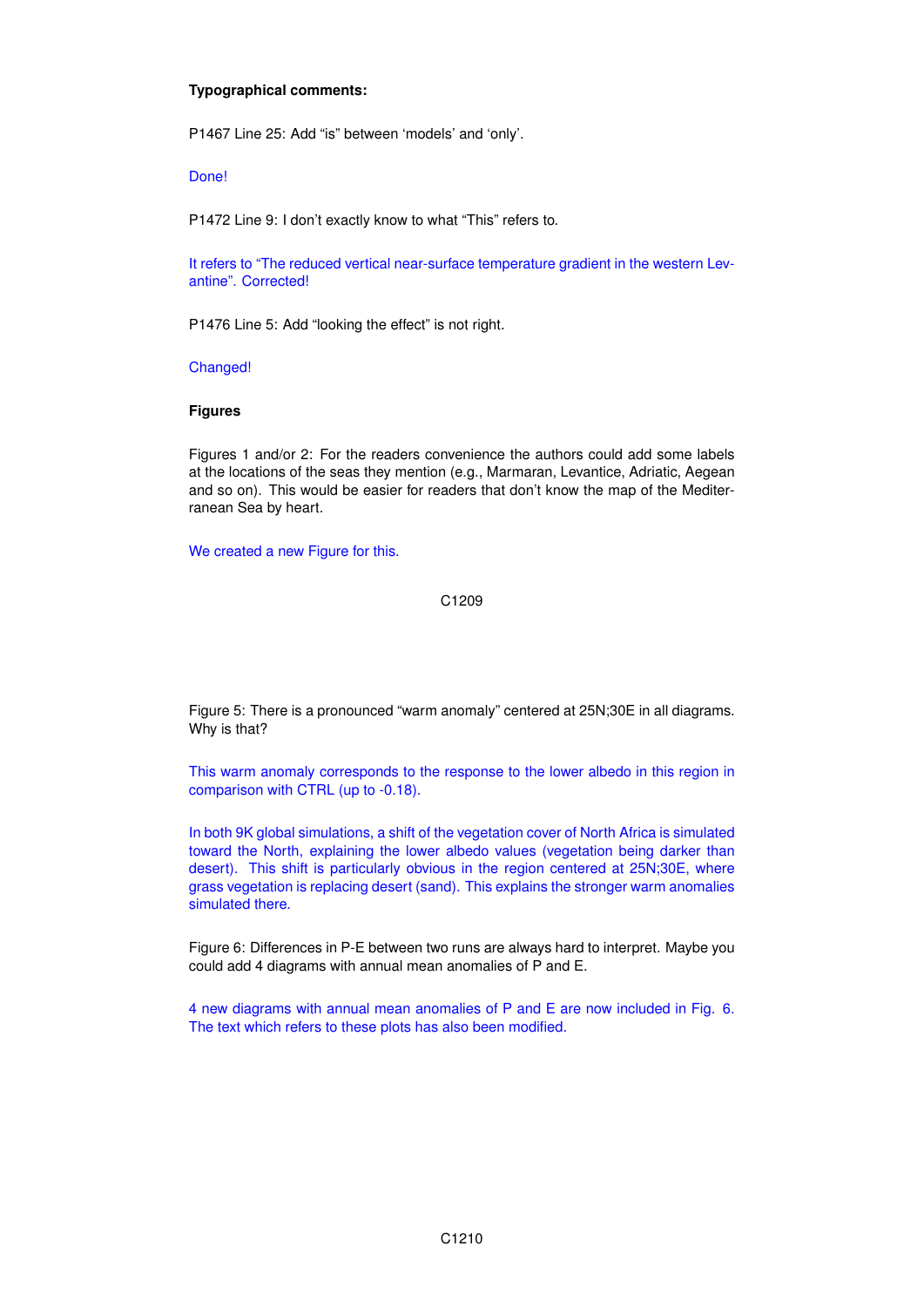**Typographical comments:**

P1467 Line 25: Add “is” between ‘models’ and ‘only’.

Done!

P1472 Line 9: I don’t exactly know to what “This” refers to.

It refers to “The reduced vertical near-surface temperature gradient in the western Levantine”. Corrected!

P1476 Line 5: Add “looking the effect” is not right.

Changed!

**Figures**

Figures 1 and/or 2: For the readers convenience the authors could add some labels at the locations of the seas they mention (e.g., Marmaran, Levantice, Adriatic, Aegean and so on). This would be easier for readers that don’t know the map of the Mediterranean Sea by heart.

We created a new Figure for this.

Figure 5: There is a pronounced “warm anomaly” centered at 25N;30E in all diagrams. Why is that?

This warm anomaly corresponds to the response to the lower albedo in this region in comparison with CTRL (up to -0.18).

In both 9K global simulations, a shift of the vegetation cover of North Africa is simulated toward the North, explaining the lower albedo values (vegetation being darker than desert). This shift is particularly obvious in the region centered at 25N;30E, where grass vegetation is replacing desert (sand). This explains the stronger warm anomalies simulated there.

Figure 6: Differences in P-E between two runs are always hard to interpret. Maybe you could add 4 diagrams with annual mean anomalies of P and E.

4 new diagrams with annual mean anomalies of P and E are now included in Fig. 6. The text which refers to these plots has also been modified.